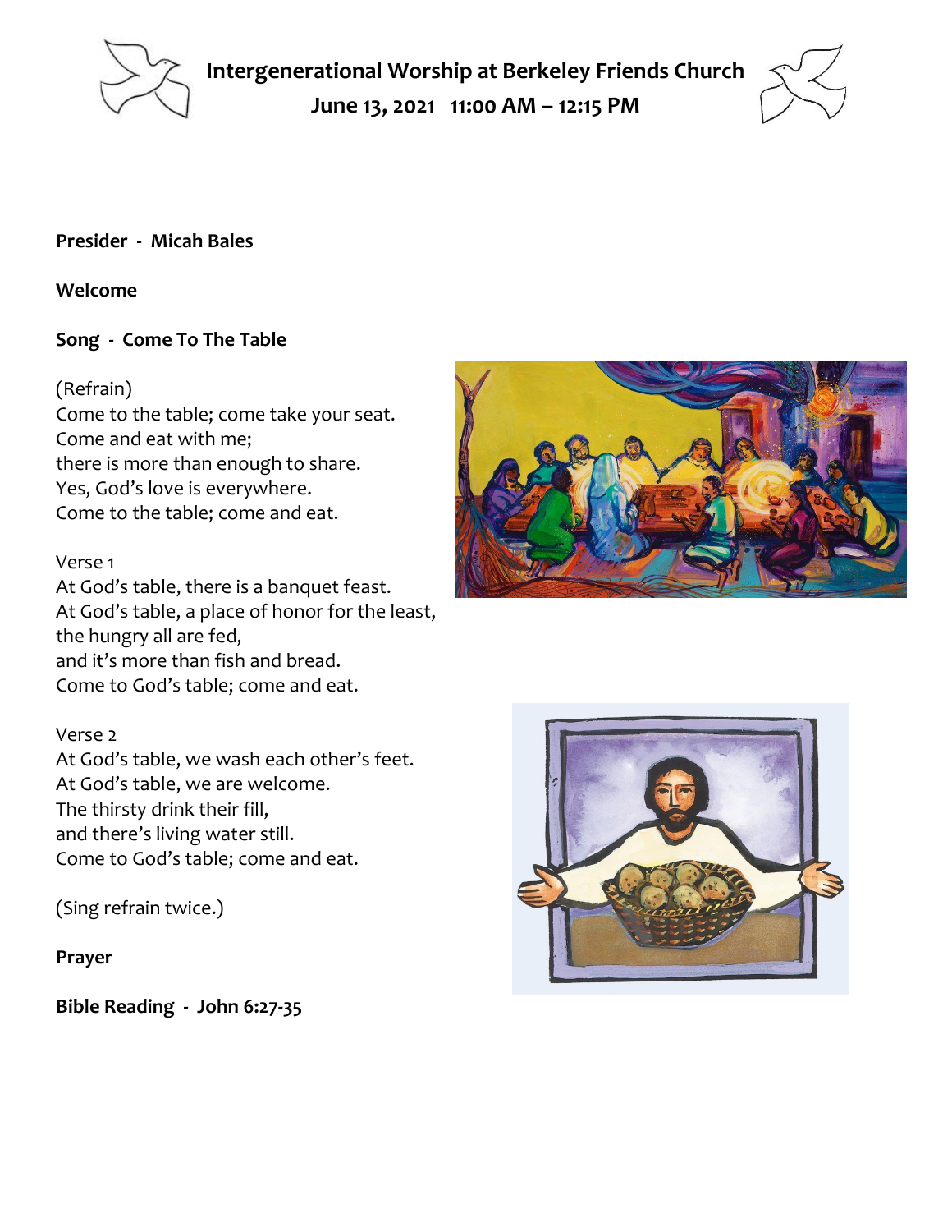# Intergenerational Worship at Berkeley Friends Church

**June 13, 2021 11:00 AM – 12:15 PM**

**Presider - Micah Bales**

**Welcome**

**Song - Come To The Table**

(Refrain)
Come to the table; come take your seat.
Come and eat with me;
there is more than enough to share.
Yes, God's love is everywhere.
Come to the table; come and eat.

Verse 1
At God's table, there is a banquet feast.
At God's table, a place of honor for the least,
the hungry all are fed,
and it's more than fish and bread.
Come to God's table; come and eat.

Verse 2
At God's table, we wash each other's feet.
At God's table, we are welcome.
The thirsty drink their fill,
and there's living water still.
Come to God's table; come and eat.

(Sing refrain twice.)

**Prayer**

**Bible Reading - John 6:27-35**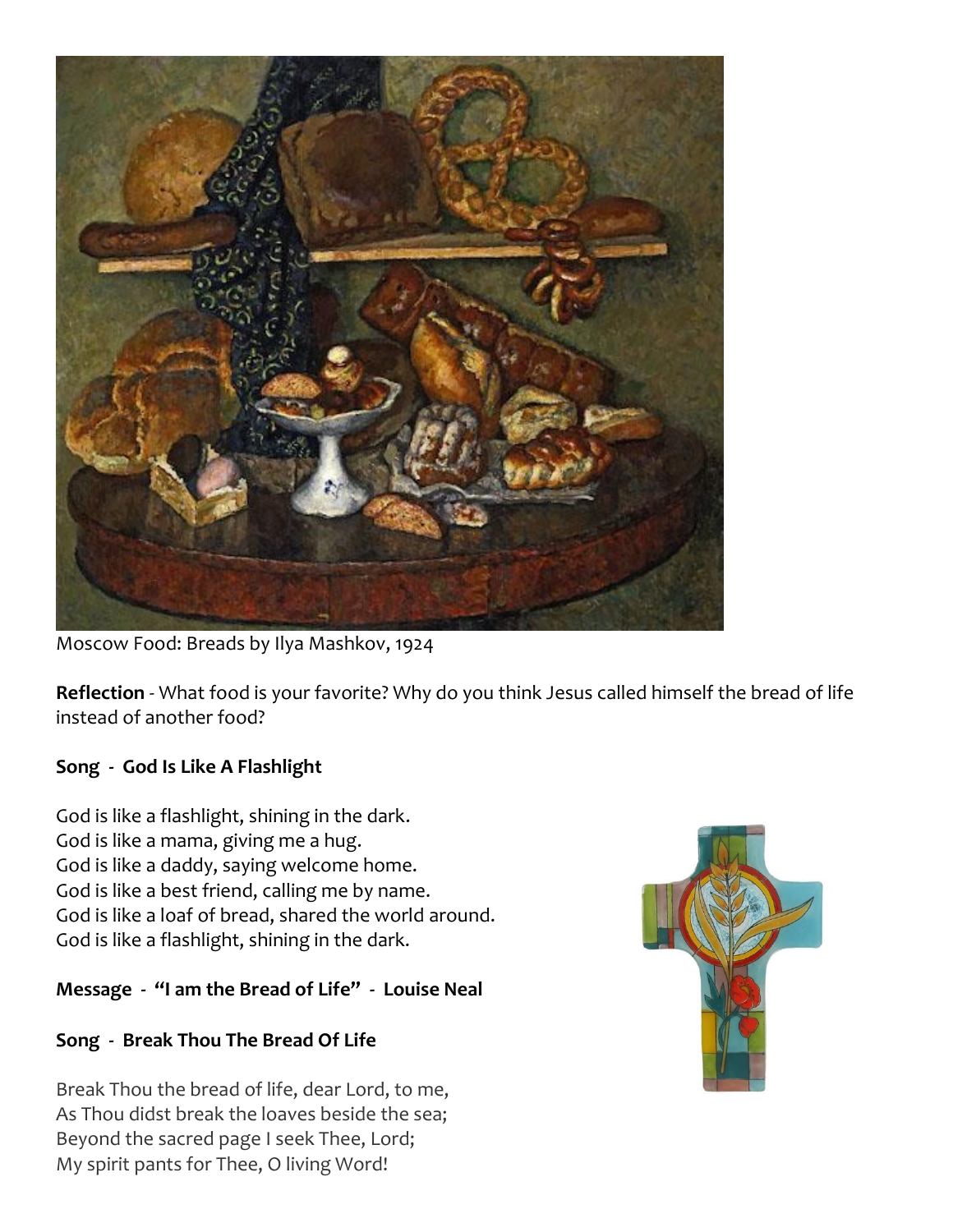Moscow Food: Breads by Ilya Mashkov, 1924

**Reflection** - What food is your favorite? Why do you think Jesus called himself the bread of life instead of another food?

**Song - God Is Like A Flashlight**

God is like a flashlight, shining in the dark.
God is like a mama, giving me a hug.
God is like a daddy, saying welcome home.
God is like a best friend, calling me by name.
God is like a loaf of bread, shared the world around.
God is like a flashlight, shining in the dark.

**Message - "I am the Bread of Life" - Louise Neal**

**Song - Break Thou The Bread Of Life**

Break Thou the bread of life, dear Lord, to me,
As Thou didst break the loaves beside the sea;
Beyond the sacred page I seek Thee, Lord;
My spirit pants for Thee, O living Word!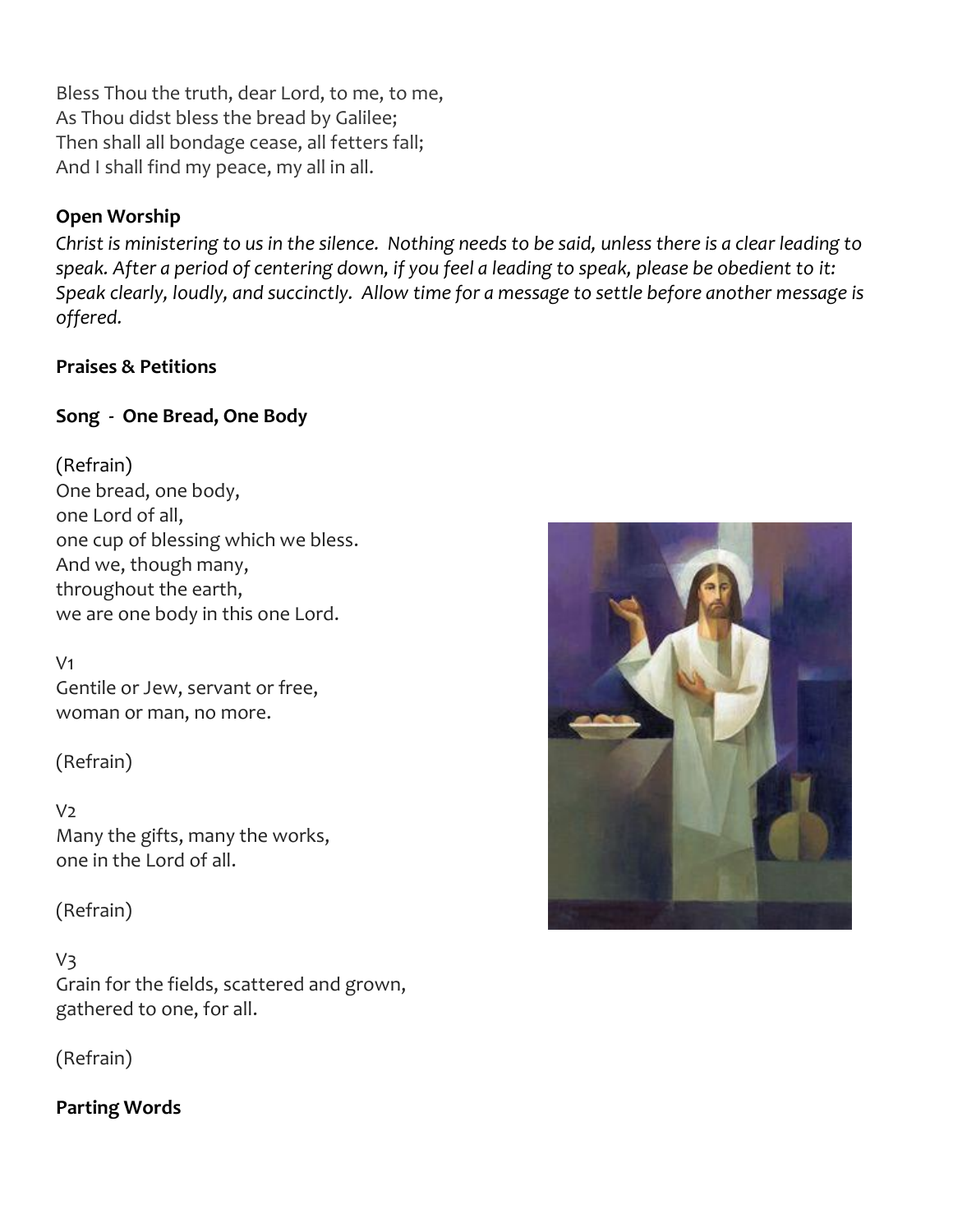Bless Thou the truth, dear Lord, to me, to me,
As Thou didst bless the bread by Galilee;
Then shall all bondage cease, all fetters fall;
And I shall find my peace, my all in all.

**Open Worship**

*Christ is ministering to us in the silence. Nothing needs to be said, unless there is a clear leading to speak. After a period of centering down, if you feel a leading to speak, please be obedient to it: Speak clearly, loudly, and succinctly. Allow time for a message to settle before another message is offered.*

**Praises & Petitions**

**Song - One Bread, One Body**

(Refrain)
One bread, one body,
one Lord of all,
one cup of blessing which we bless.
And we, though many,
throughout the earth,
we are one body in this one Lord.

V1
Gentile or Jew, servant or free,
woman or man, no more.

(Refrain)

V2
Many the gifts, many the works,
one in the Lord of all.

(Refrain)

V3
Grain for the fields, scattered and grown,
gathered to one, for all.

(Refrain)

**Parting Words**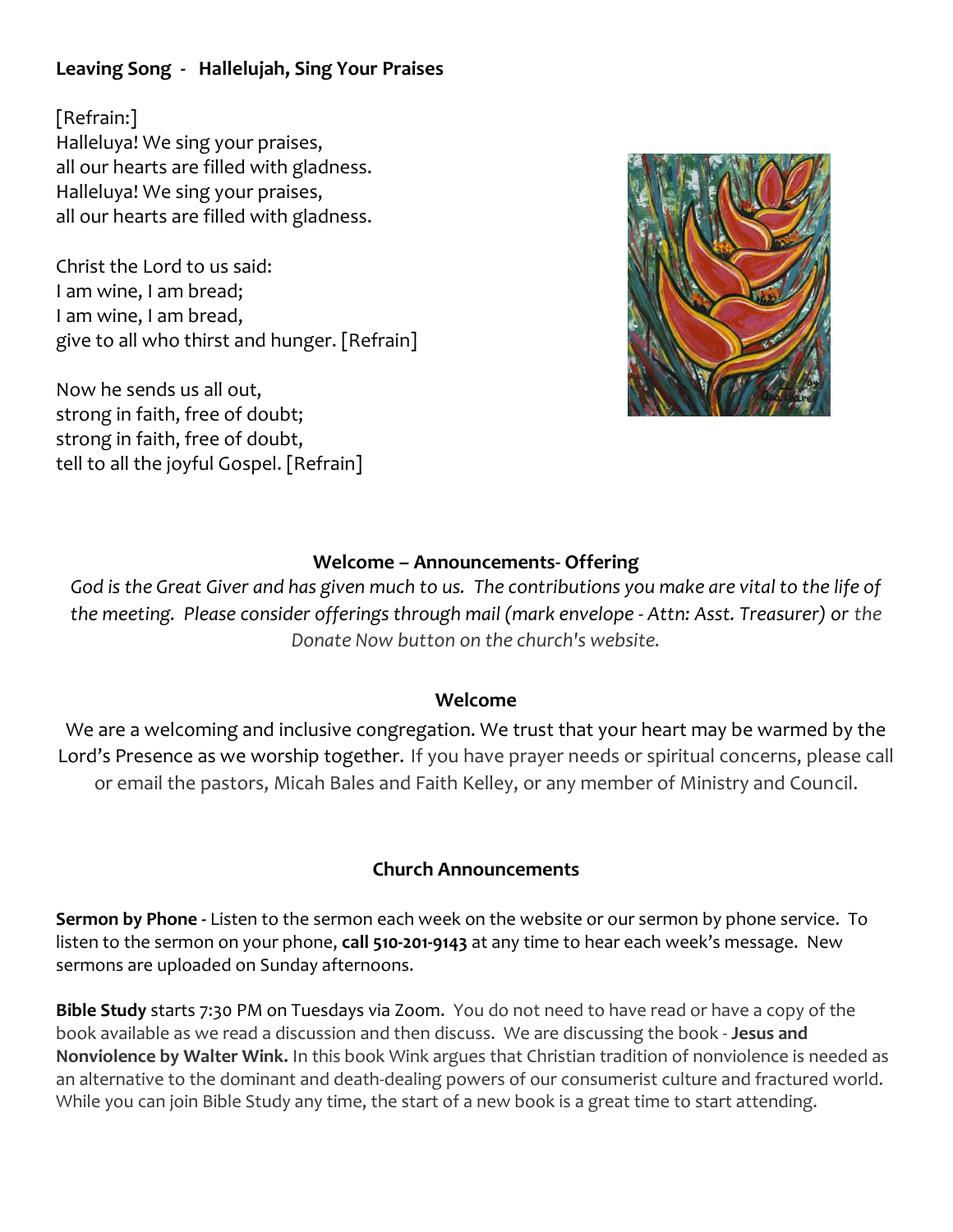**Leaving Song - Hallelujah, Sing Your Praises**

[Refrain:]
Halleluya! We sing your praises,
all our hearts are filled with gladness.
Halleluya! We sing your praises,
all our hearts are filled with gladness.

Christ the Lord to us said:
I am wine, I am bread;
I am wine, I am bread,
give to all who thirst and hunger. [Refrain]

Now he sends us all out,
strong in faith, free of doubt;
strong in faith, free of doubt,
tell to all the joyful Gospel. [Refrain]

**Welcome – Announcements- Offering**

*God is the Great Giver and has given much to us. The contributions you make are vital to the life of the meeting. Please consider offerings through mail (mark envelope - Attn: Asst. Treasurer) or the Donate Now button on the church's website.*

**Welcome**

We are a welcoming and inclusive congregation. We trust that your heart may be warmed by the Lord's Presence as we worship together. If you have prayer needs or spiritual concerns, please call or email the pastors, Micah Bales and Faith Kelley, or any member of Ministry and Council.

**Church Announcements**

**Sermon by Phone -** Listen to the sermon each week on the website or our sermon by phone service. To listen to the sermon on your phone, **call 510-201-9143** at any time to hear each week's message. New sermons are uploaded on Sunday afternoons.

**Bible Study** starts 7:30 PM on Tuesdays via Zoom. You do not need to have read or have a copy of the book available as we read a discussion and then discuss. We are discussing the book - **Jesus and Nonviolence by Walter Wink.** In this book Wink argues that Christian tradition of nonviolence is needed as an alternative to the dominant and death-dealing powers of our consumerist culture and fractured world. While you can join Bible Study any time, the start of a new book is a great time to start attending.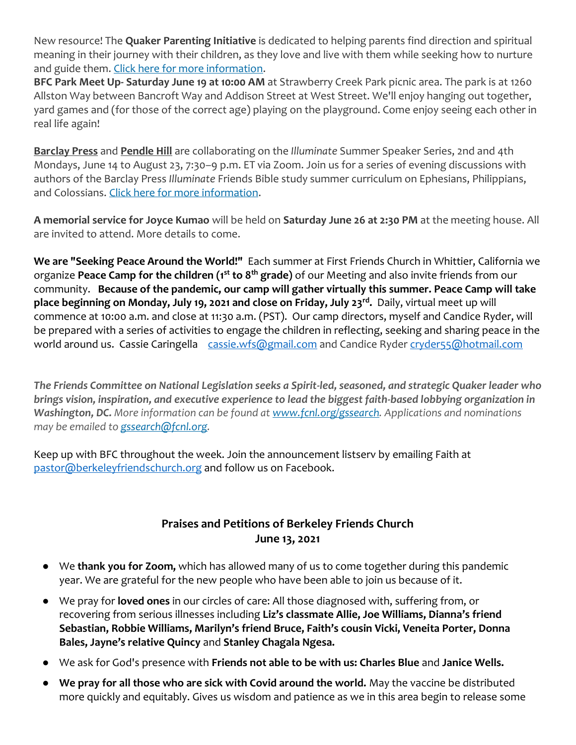New resource! The **Quaker Parenting Initiative** is dedicated to helping parents find direction and spiritual meaning in their journey with their children, as they love and live with them while seeking how to nurture and guide them. [Click here for more information](#).

**BFC Park Meet Up- Saturday June 19 at 10:00 AM** at Strawberry Creek Park picnic area. The park is at 1260 Allston Way between Bancroft Way and Addison Street at West Street. We'll enjoy hanging out together, yard games and (for those of the correct age) playing on the playground. Come enjoy seeing each other in real life again!

**Barclay Press** and **Pendle Hill** are collaborating on the *Illuminate* Summer Speaker Series, 2nd and 4th Mondays, June 14 to August 23, 7:30–9 p.m. ET via Zoom. Join us for a series of evening discussions with authors of the Barclay Press *Illuminate* Friends Bible study summer curriculum on Ephesians, Philippians, and Colossians. [Click here for more information](#).

**A memorial service for Joyce Kumao** will be held on **Saturday June 26 at 2:30 PM** at the meeting house. All are invited to attend. More details to come.

**We are "Seeking Peace Around the World!"** Each summer at First Friends Church in Whittier, California we organize **Peace Camp for the children (1st to 8th grade)** of our Meeting and also invite friends from our community. **Because of the pandemic, our camp will gather virtually this summer. Peace Camp will take place beginning on Monday, July 19, 2021 and close on Friday, July 23rd.** Daily, virtual meet up will commence at 10:00 a.m. and close at 11:30 a.m. (PST). Our camp directors, myself and Candice Ryder, will be prepared with a series of activities to engage the children in reflecting, seeking and sharing peace in the world around us. Cassie Caringella cassie.wfs@gmail.com and Candice Ryder cryder55@hotmail.com

***The Friends Committee on National Legislation seeks a Spirit-led, seasoned, and strategic Quaker leader who brings vision, inspiration, and executive experience to lead the biggest faith-based lobbying organization in Washington, DC.*** *More information can be found at www.fcnl.org/gssearch. Applications and nominations may be emailed to gssearch@fcnl.org.*

Keep up with BFC throughout the week. Join the announcement listserv by emailing Faith at pastor@berkeleyfriendschurch.org and follow us on Facebook.

## Praises and Petitions of Berkeley Friends Church
## June 13, 2021

- We **thank you for Zoom,** which has allowed many of us to come together during this pandemic year. We are grateful for the new people who have been able to join us because of it.
- We pray for **loved ones** in our circles of care: All those diagnosed with, suffering from, or recovering from serious illnesses including **Liz's classmate Allie, Joe Williams, Dianna's friend Sebastian, Robbie Williams, Marilyn's friend Bruce, Faith's cousin Vicki, Veneita Porter, Donna Bales, Jayne's relative Quincy** and **Stanley Chagala Ngesa.**
- We ask for God's presence with **Friends not able to be with us: Charles Blue** and **Janice Wells.**
- **We pray for all those who are sick with Covid around the world.** May the vaccine be distributed more quickly and equitably. Gives us wisdom and patience as we in this area begin to release some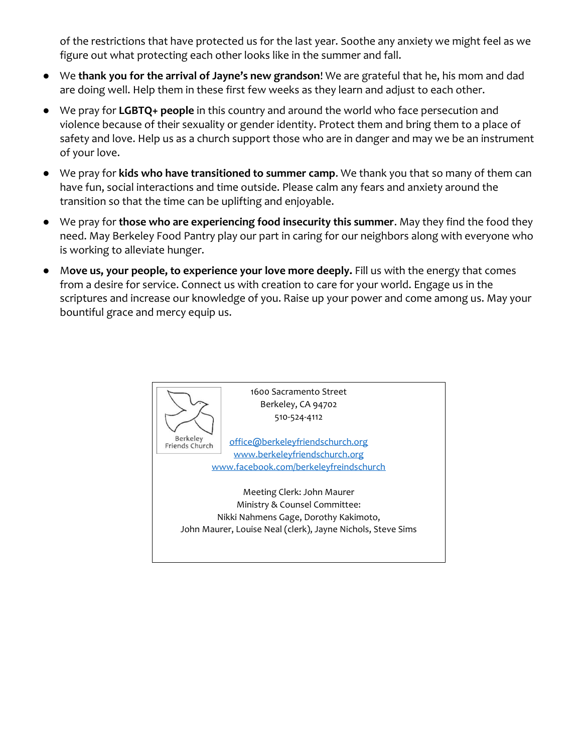of the restrictions that have protected us for the last year. Soothe any anxiety we might feel as we figure out what protecting each other looks like in the summer and fall.

- We **thank you for the arrival of Jayne's new grandson**! We are grateful that he, his mom and dad are doing well. Help them in these first few weeks as they learn and adjust to each other.
- We pray for **LGBTQ+ people** in this country and around the world who face persecution and violence because of their sexuality or gender identity. Protect them and bring them to a place of safety and love. Help us as a church support those who are in danger and may we be an instrument of your love.
- We pray for **kids who have transitioned to summer camp**. We thank you that so many of them can have fun, social interactions and time outside. Please calm any fears and anxiety around the transition so that the time can be uplifting and enjoyable.
- We pray for **those who are experiencing food insecurity this summer**. May they find the food they need. May Berkeley Food Pantry play our part in caring for our neighbors along with everyone who is working to alleviate hunger.
- M**ove us, your people, to experience your love more deeply.** Fill us with the energy that comes from a desire for service. Connect us with creation to care for your world. Engage us in the scriptures and increase our knowledge of you. Raise up your power and come among us. May your bountiful grace and mercy equip us.

Berkeley Friends Church

1600 Sacramento Street
Berkeley, CA 94702
510-524-4112

office@berkeleyfriendschurch.org
www.berkeleyfriendschurch.org
www.facebook.com/berkeleyfreindschurch

Meeting Clerk: John Maurer
Ministry & Counsel Committee:
Nikki Nahmens Gage, Dorothy Kakimoto,
John Maurer, Louise Neal (clerk), Jayne Nichols, Steve Sims